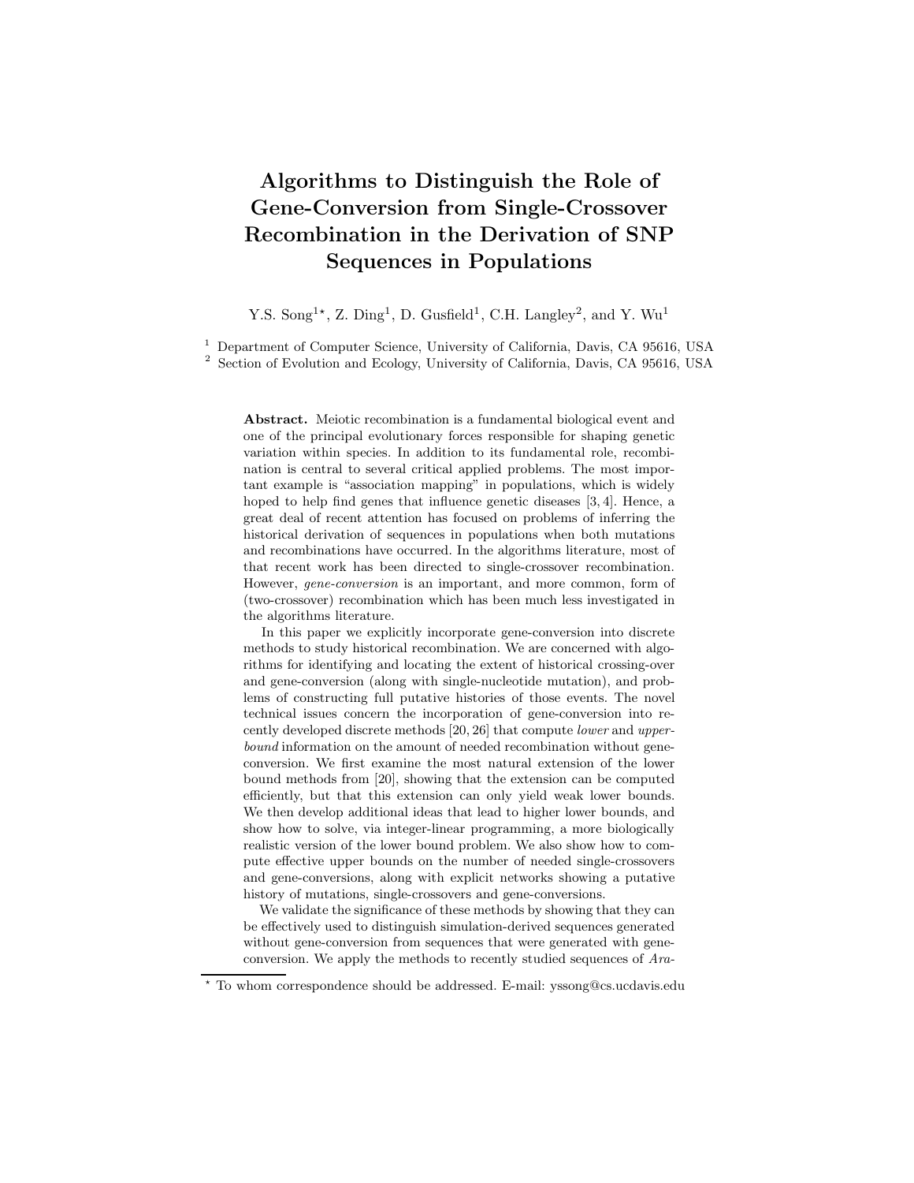# Algorithms to Distinguish the Role of Gene-Conversion from Single-Crossover Recombination in the Derivation of SNP Sequences in Populations

Y.S. Song[1⋆], Z. Ding[1], D. Gusfield[1], C.H. Langley[2], and Y. Wu[1]

[1] Department of Computer Science, University of California, Davis, CA 95616, USA
[2] Section of Evolution and Ecology, University of California, Davis, CA 95616, USA

**Abstract.** Meiotic recombination is a fundamental biological event and one of the principal evolutionary forces responsible for shaping genetic variation within species. In addition to its fundamental role, recombination is central to several critical applied problems. The most important example is "association mapping" in populations, which is widely hoped to help find genes that influence genetic diseases [3, 4]. Hence, a great deal of recent attention has focused on problems of inferring the historical derivation of sequences in populations when both mutations and recombinations have occurred. In the algorithms literature, most of that recent work has been directed to single-crossover recombination. However, *gene-conversion* is an important, and more common, form of (two-crossover) recombination which has been much less investigated in the algorithms literature.

In this paper we explicitly incorporate gene-conversion into discrete methods to study historical recombination. We are concerned with algorithms for identifying and locating the extent of historical crossing-over and gene-conversion (along with single-nucleotide mutation), and problems of constructing full putative histories of those events. The novel technical issues concern the incorporation of gene-conversion into recently developed discrete methods [20, 26] that compute *lower* and *upper-bound* information on the amount of needed recombination without gene-conversion. We first examine the most natural extension of the lower bound methods from [20], showing that the extension can be computed efficiently, but that this extension can only yield weak lower bounds. We then develop additional ideas that lead to higher lower bounds, and show how to solve, via integer-linear programming, a more biologically realistic version of the lower bound problem. We also show how to compute effective upper bounds on the number of needed single-crossovers and gene-conversions, along with explicit networks showing a putative history of mutations, single-crossovers and gene-conversions.

We validate the significance of these methods by showing that they can be effectively used to distinguish simulation-derived sequences generated without gene-conversion from sequences that were generated with gene-conversion. We apply the methods to recently studied sequences of *Ara-*

⋆ To whom correspondence should be addressed. E-mail: yssong@cs.ucdavis.edu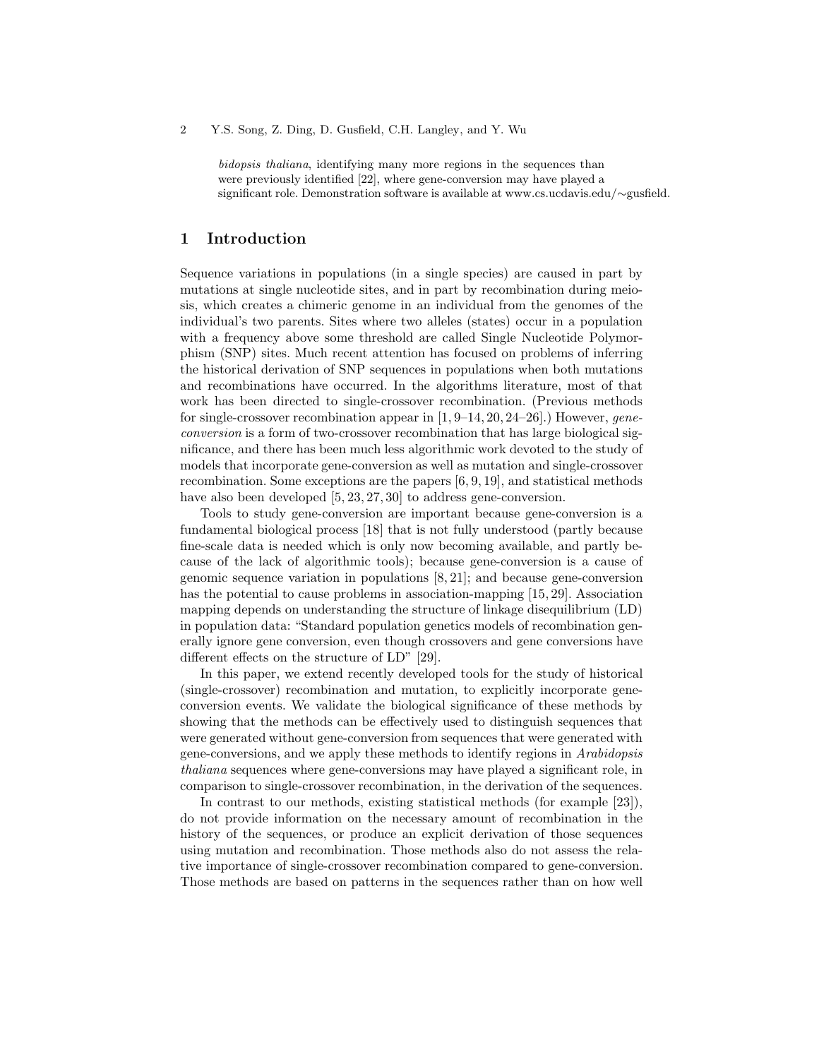*bidopsis thaliana*, identifying many more regions in the sequences than were previously identified [22], where gene-conversion may have played a significant role. Demonstration software is available at www.cs.ucdavis.edu/∼gusfield.

## 1 Introduction

Sequence variations in populations (in a single species) are caused in part by mutations at single nucleotide sites, and in part by recombination during meiosis, which creates a chimeric genome in an individual from the genomes of the individual's two parents. Sites where two alleles (states) occur in a population with a frequency above some threshold are called Single Nucleotide Polymorphism (SNP) sites. Much recent attention has focused on problems of inferring the historical derivation of SNP sequences in populations when both mutations and recombinations have occurred. In the algorithms literature, most of that work has been directed to single-crossover recombination. (Previous methods for single-crossover recombination appear in [1, 9–14, 20, 24–26].) However, *gene-conversion* is a form of two-crossover recombination that has large biological significance, and there has been much less algorithmic work devoted to the study of models that incorporate gene-conversion as well as mutation and single-crossover recombination. Some exceptions are the papers [6, 9, 19], and statistical methods have also been developed [5, 23, 27, 30] to address gene-conversion.

Tools to study gene-conversion are important because gene-conversion is a fundamental biological process [18] that is not fully understood (partly because fine-scale data is needed which is only now becoming available, and partly because of the lack of algorithmic tools); because gene-conversion is a cause of genomic sequence variation in populations [8, 21]; and because gene-conversion has the potential to cause problems in association-mapping [15, 29]. Association mapping depends on understanding the structure of linkage disequilibrium (LD) in population data: "Standard population genetics models of recombination generally ignore gene conversion, even though crossovers and gene conversions have different effects on the structure of LD" [29].

In this paper, we extend recently developed tools for the study of historical (single-crossover) recombination and mutation, to explicitly incorporate gene-conversion events. We validate the biological significance of these methods by showing that the methods can be effectively used to distinguish sequences that were generated without gene-conversion from sequences that were generated with gene-conversions, and we apply these methods to identify regions in *Arabidopsis thaliana* sequences where gene-conversions may have played a significant role, in comparison to single-crossover recombination, in the derivation of the sequences.

In contrast to our methods, existing statistical methods (for example [23]), do not provide information on the necessary amount of recombination in the history of the sequences, or produce an explicit derivation of those sequences using mutation and recombination. Those methods also do not assess the relative importance of single-crossover recombination compared to gene-conversion. Those methods are based on patterns in the sequences rather than on how well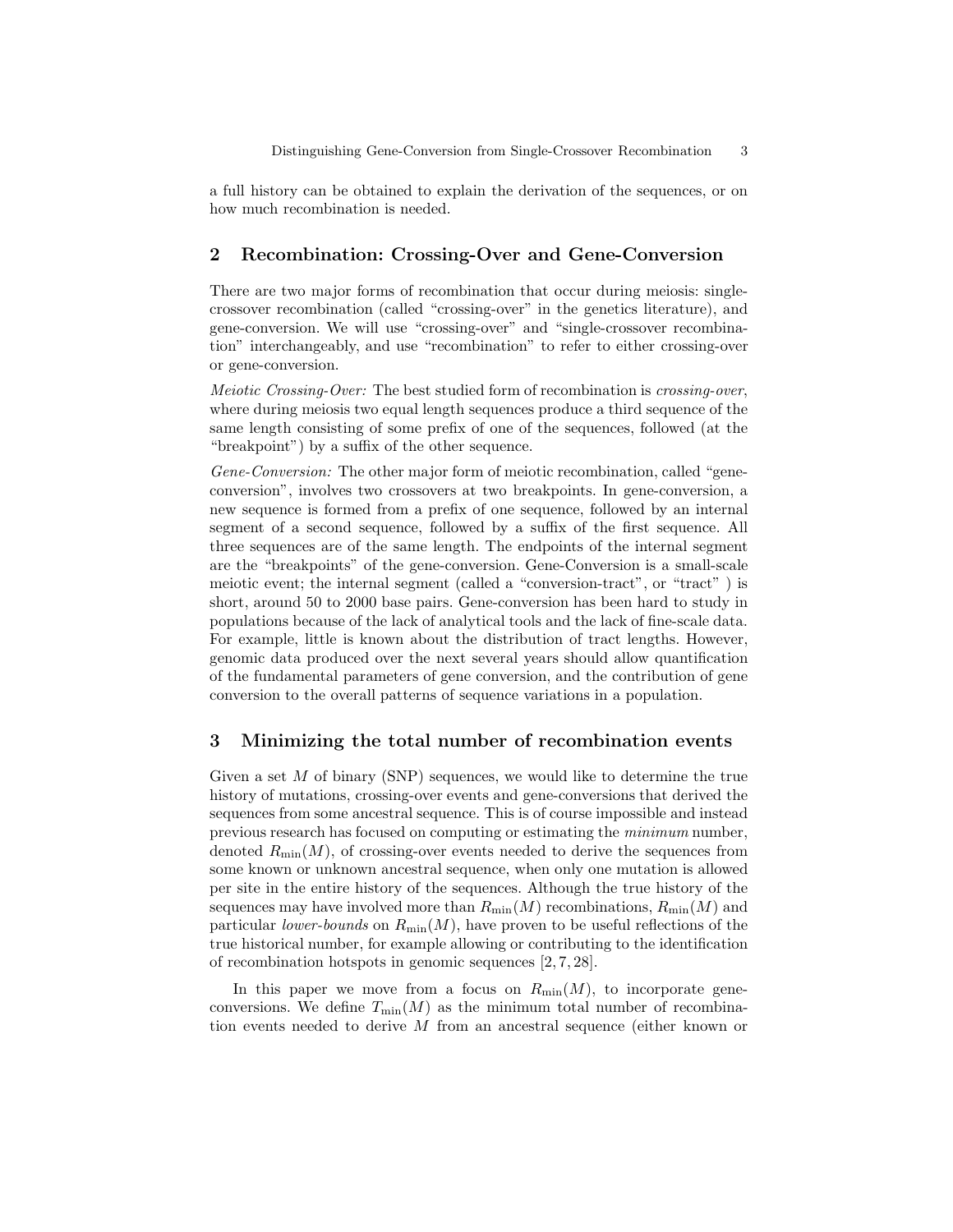a full history can be obtained to explain the derivation of the sequences, or on how much recombination is needed.

## 2 Recombination: Crossing-Over and Gene-Conversion

There are two major forms of recombination that occur during meiosis: single-crossover recombination (called "crossing-over" in the genetics literature), and gene-conversion. We will use "crossing-over" and "single-crossover recombination" interchangeably, and use "recombination" to refer to either crossing-over or gene-conversion.

*Meiotic Crossing-Over:* The best studied form of recombination is *crossing-over*, where during meiosis two equal length sequences produce a third sequence of the same length consisting of some prefix of one of the sequences, followed (at the "breakpoint") by a suffix of the other sequence.

*Gene-Conversion:* The other major form of meiotic recombination, called "gene-conversion", involves two crossovers at two breakpoints. In gene-conversion, a new sequence is formed from a prefix of one sequence, followed by an internal segment of a second sequence, followed by a suffix of the first sequence. All three sequences are of the same length. The endpoints of the internal segment are the "breakpoints" of the gene-conversion. Gene-Conversion is a small-scale meiotic event; the internal segment (called a "conversion-tract", or "tract" ) is short, around 50 to 2000 base pairs. Gene-conversion has been hard to study in populations because of the lack of analytical tools and the lack of fine-scale data. For example, little is known about the distribution of tract lengths. However, genomic data produced over the next several years should allow quantification of the fundamental parameters of gene conversion, and the contribution of gene conversion to the overall patterns of sequence variations in a population.

## 3 Minimizing the total number of recombination events

Given a set $M$ of binary (SNP) sequences, we would like to determine the true history of mutations, crossing-over events and gene-conversions that derived the sequences from some ancestral sequence. This is of course impossible and instead previous research has focused on computing or estimating the *minimum* number, denoted $R_{\min}(M)$, of crossing-over events needed to derive the sequences from some known or unknown ancestral sequence, when only one mutation is allowed per site in the entire history of the sequences. Although the true history of the sequences may have involved more than $R_{\min}(M)$ recombinations, $R_{\min}(M)$ and particular *lower-bounds* on $R_{\min}(M)$, have proven to be useful reflections of the true historical number, for example allowing or contributing to the identification of recombination hotspots in genomic sequences [2, 7, 28].

In this paper we move from a focus on $R_{\min}(M)$, to incorporate gene-conversions. We define $T_{\min}(M)$ as the minimum total number of recombination events needed to derive $M$ from an ancestral sequence (either known or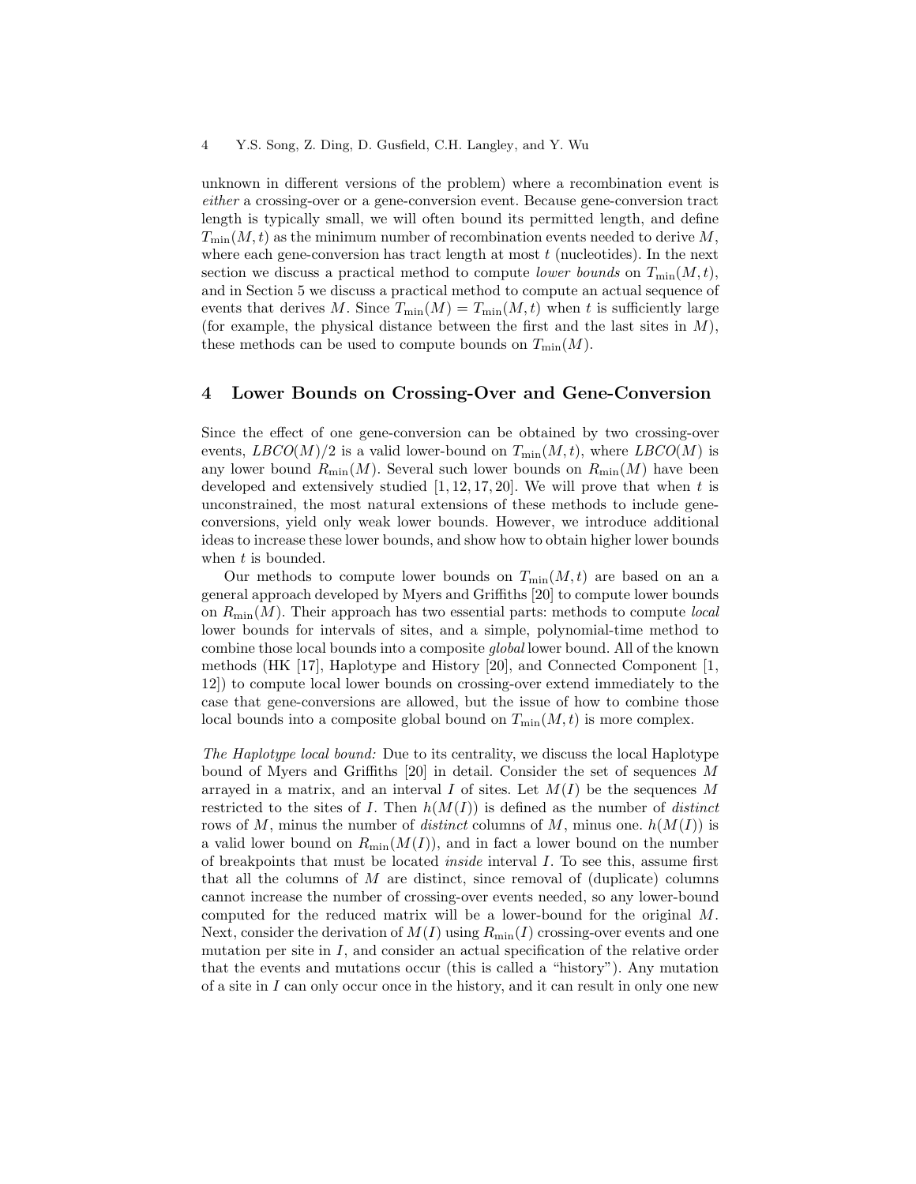unknown in different versions of the problem) where a recombination event is *either* a crossing-over or a gene-conversion event. Because gene-conversion tract length is typically small, we will often bound its permitted length, and define $T_{\min}(M, t)$ as the minimum number of recombination events needed to derive $M$, where each gene-conversion has tract length at most $t$ (nucleotides). In the next section we discuss a practical method to compute *lower bounds* on $T_{\min}(M, t)$, and in Section 5 we discuss a practical method to compute an actual sequence of events that derives $M$. Since $T_{\min}(M) = T_{\min}(M, t)$ when $t$ is sufficiently large (for example, the physical distance between the first and the last sites in $M$), these methods can be used to compute bounds on $T_{\min}(M)$.

## 4 Lower Bounds on Crossing-Over and Gene-Conversion

Since the effect of one gene-conversion can be obtained by two crossing-over events, $LBCO(M)/2$ is a valid lower-bound on $T_{\min}(M, t)$, where $LBCO(M)$ is any lower bound $R_{\min}(M)$. Several such lower bounds on $R_{\min}(M)$ have been developed and extensively studied [1, 12, 17, 20]. We will prove that when $t$ is unconstrained, the most natural extensions of these methods to include gene-conversions, yield only weak lower bounds. However, we introduce additional ideas to increase these lower bounds, and show how to obtain higher lower bounds when $t$ is bounded.

Our methods to compute lower bounds on $T_{\min}(M, t)$ are based on an a general approach developed by Myers and Griffiths [20] to compute lower bounds on $R_{\min}(M)$. Their approach has two essential parts: methods to compute *local* lower bounds for intervals of sites, and a simple, polynomial-time method to combine those local bounds into a composite *global* lower bound. All of the known methods (HK [17], Haplotype and History [20], and Connected Component [1, 12]) to compute local lower bounds on crossing-over extend immediately to the case that gene-conversions are allowed, but the issue of how to combine those local bounds into a composite global bound on $T_{\min}(M, t)$ is more complex.

*The Haplotype local bound:* Due to its centrality, we discuss the local Haplotype bound of Myers and Griffiths [20] in detail. Consider the set of sequences $M$ arrayed in a matrix, and an interval $I$ of sites. Let $M(I)$ be the sequences $M$ restricted to the sites of $I$. Then $h(M(I))$ is defined as the number of *distinct* rows of $M$, minus the number of *distinct* columns of $M$, minus one. $h(M(I))$ is a valid lower bound on $R_{\min}(M(I))$, and in fact a lower bound on the number of breakpoints that must be located *inside* interval $I$. To see this, assume first that all the columns of $M$ are distinct, since removal of (duplicate) columns cannot increase the number of crossing-over events needed, so any lower-bound computed for the reduced matrix will be a lower-bound for the original $M$. Next, consider the derivation of $M(I)$ using $R_{\min}(I)$ crossing-over events and one mutation per site in $I$, and consider an actual specification of the relative order that the events and mutations occur (this is called a "history"). Any mutation of a site in $I$ can only occur once in the history, and it can result in only one new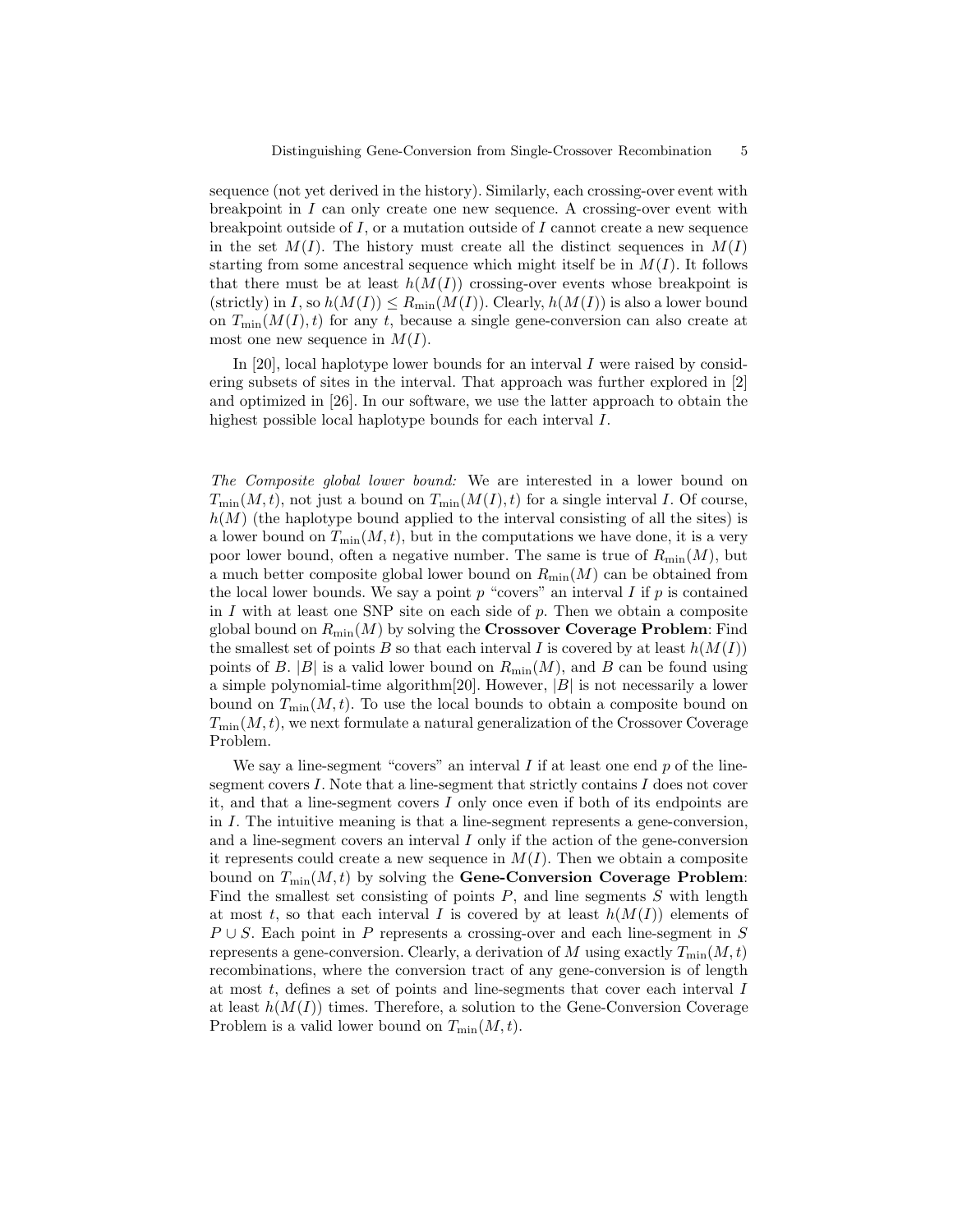sequence (not yet derived in the history). Similarly, each crossing-over event with breakpoint in $I$ can only create one new sequence. A crossing-over event with breakpoint outside of $I$, or a mutation outside of $I$ cannot create a new sequence in the set $M(I)$. The history must create all the distinct sequences in $M(I)$ starting from some ancestral sequence which might itself be in $M(I)$. It follows that there must be at least $h(M(I))$ crossing-over events whose breakpoint is (strictly) in $I$, so $h(M(I)) \leq R_{\min}(M(I))$. Clearly, $h(M(I))$ is also a lower bound on $T_{\min}(M(I), t)$ for any $t$, because a single gene-conversion can also create at most one new sequence in $M(I)$.

In [20], local haplotype lower bounds for an interval $I$ were raised by considering subsets of sites in the interval. That approach was further explored in [2] and optimized in [26]. In our software, we use the latter approach to obtain the highest possible local haplotype bounds for each interval $I$.

*The Composite global lower bound:* We are interested in a lower bound on $T_{\min}(M, t)$, not just a bound on $T_{\min}(M(I), t)$ for a single interval $I$. Of course, $h(M)$ (the haplotype bound applied to the interval consisting of all the sites) is a lower bound on $T_{\min}(M, t)$, but in the computations we have done, it is a very poor lower bound, often a negative number. The same is true of $R_{\min}(M)$, but a much better composite global lower bound on $R_{\min}(M)$ can be obtained from the local lower bounds. We say a point $p$ "covers" an interval $I$ if $p$ is contained in $I$ with at least one SNP site on each side of $p$. Then we obtain a composite global bound on $R_{\min}(M)$ by solving the **Crossover Coverage Problem**: Find the smallest set of points $B$ so that each interval $I$ is covered by at least $h(M(I))$ points of $B$. $|B|$ is a valid lower bound on $R_{\min}(M)$, and $B$ can be found using a simple polynomial-time algorithm[20]. However, $|B|$ is not necessarily a lower bound on $T_{\min}(M, t)$. To use the local bounds to obtain a composite bound on $T_{\min}(M, t)$, we next formulate a natural generalization of the Crossover Coverage Problem.

We say a line-segment "covers" an interval $I$ if at least one end $p$ of the line-segment covers $I$. Note that a line-segment that strictly contains $I$ does not cover it, and that a line-segment covers $I$ only once even if both of its endpoints are in $I$. The intuitive meaning is that a line-segment represents a gene-conversion, and a line-segment covers an interval $I$ only if the action of the gene-conversion it represents could create a new sequence in $M(I)$. Then we obtain a composite bound on $T_{\min}(M, t)$ by solving the **Gene-Conversion Coverage Problem**: Find the smallest set consisting of points $P$, and line segments $S$ with length at most $t$, so that each interval $I$ is covered by at least $h(M(I))$ elements of $P \cup S$. Each point in $P$ represents a crossing-over and each line-segment in $S$ represents a gene-conversion. Clearly, a derivation of $M$ using exactly $T_{\min}(M, t)$ recombinations, where the conversion tract of any gene-conversion is of length at most $t$, defines a set of points and line-segments that cover each interval $I$ at least $h(M(I))$ times. Therefore, a solution to the Gene-Conversion Coverage Problem is a valid lower bound on $T_{\min}(M, t)$.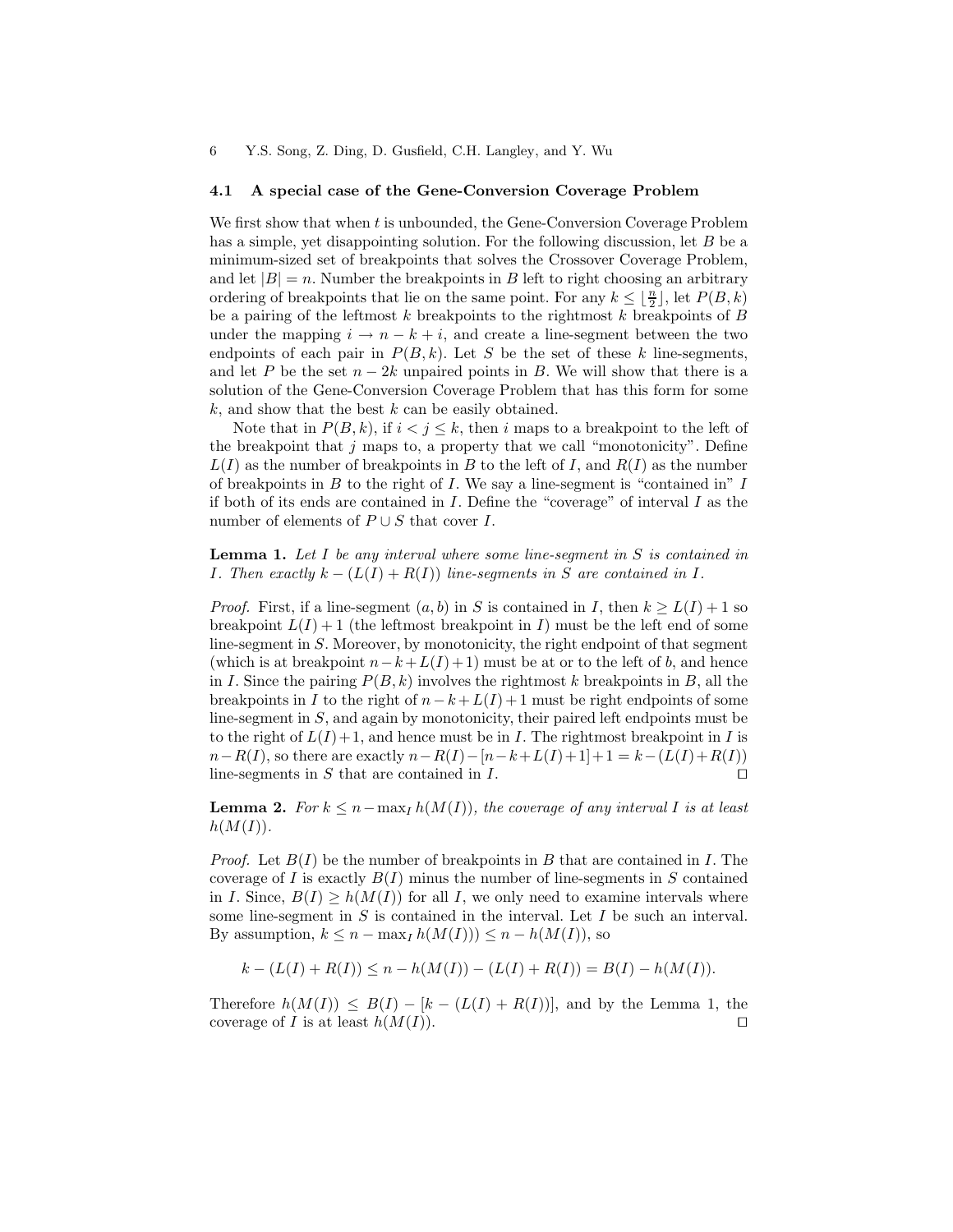### 4.1 A special case of the Gene-Conversion Coverage Problem

We first show that when $t$ is unbounded, the Gene-Conversion Coverage Problem has a simple, yet disappointing solution. For the following discussion, let $B$ be a minimum-sized set of breakpoints that solves the Crossover Coverage Problem, and let $|B| = n$. Number the breakpoints in $B$ left to right choosing an arbitrary ordering of breakpoints that lie on the same point. For any $k \leq \lfloor \frac{n}{2} \rfloor$, let $P(B, k)$ be a pairing of the leftmost $k$ breakpoints to the rightmost $k$ breakpoints of $B$ under the mapping $i \to n - k + i$, and create a line-segment between the two endpoints of each pair in $P(B, k)$. Let $S$ be the set of these $k$ line-segments, and let $P$ be the set $n - 2k$ unpaired points in $B$. We will show that there is a solution of the Gene-Conversion Coverage Problem that has this form for some $k$, and show that the best $k$ can be easily obtained.

Note that in $P(B, k)$, if $i < j \leq k$, then $i$ maps to a breakpoint to the left of the breakpoint that $j$ maps to, a property that we call "monotonicity". Define $L(I)$ as the number of breakpoints in $B$ to the left of $I$, and $R(I)$ as the number of breakpoints in $B$ to the right of $I$. We say a line-segment is "contained in" $I$ if both of its ends are contained in $I$. Define the "coverage" of interval $I$ as the number of elements of $P \cup S$ that cover $I$.

**Lemma 1.** *Let $I$ be any interval where some line-segment in $S$ is contained in $I$. Then exactly $k - (L(I) + R(I))$ line-segments in $S$ are contained in $I$.*

*Proof.* First, if a line-segment $(a, b)$ in $S$ is contained in $I$, then $k \geq L(I) + 1$ so breakpoint $L(I) + 1$ (the leftmost breakpoint in $I$) must be the left end of some line-segment in $S$. Moreover, by monotonicity, the right endpoint of that segment (which is at breakpoint $n - k + L(I) + 1$) must be at or to the left of $b$, and hence in $I$. Since the pairing $P(B, k)$ involves the rightmost $k$ breakpoints in $B$, all the breakpoints in $I$ to the right of $n - k + L(I) + 1$ must be right endpoints of some line-segment in $S$, and again by monotonicity, their paired left endpoints must be to the right of $L(I) + 1$, and hence must be in $I$. The rightmost breakpoint in $I$ is $n - R(I)$, so there are exactly $n - R(I) - [n - k + L(I) + 1] + 1 = k - (L(I) + R(I))$ line-segments in $S$ that are contained in $I$. ◻

**Lemma 2.** *For $k \leq n - \max_I h(M(I))$, the coverage of any interval $I$ is at least $h(M(I))$.*

*Proof.* Let $B(I)$ be the number of breakpoints in $B$ that are contained in $I$. The coverage of $I$ is exactly $B(I)$ minus the number of line-segments in $S$ contained in $I$. Since, $B(I) \geq h(M(I))$ for all $I$, we only need to examine intervals where some line-segment in $S$ is contained in the interval. Let $I$ be such an interval. By assumption, $k \leq n - \max_I h(M(I))) \leq n - h(M(I))$, so

$$k - (L(I) + R(I)) \leq n - h(M(I)) - (L(I) + R(I)) = B(I) - h(M(I)).$$

Therefore $h(M(I)) \leq B(I) - [k - (L(I) + R(I))]$, and by the Lemma 1, the coverage of $I$ is at least $h(M(I))$. ◻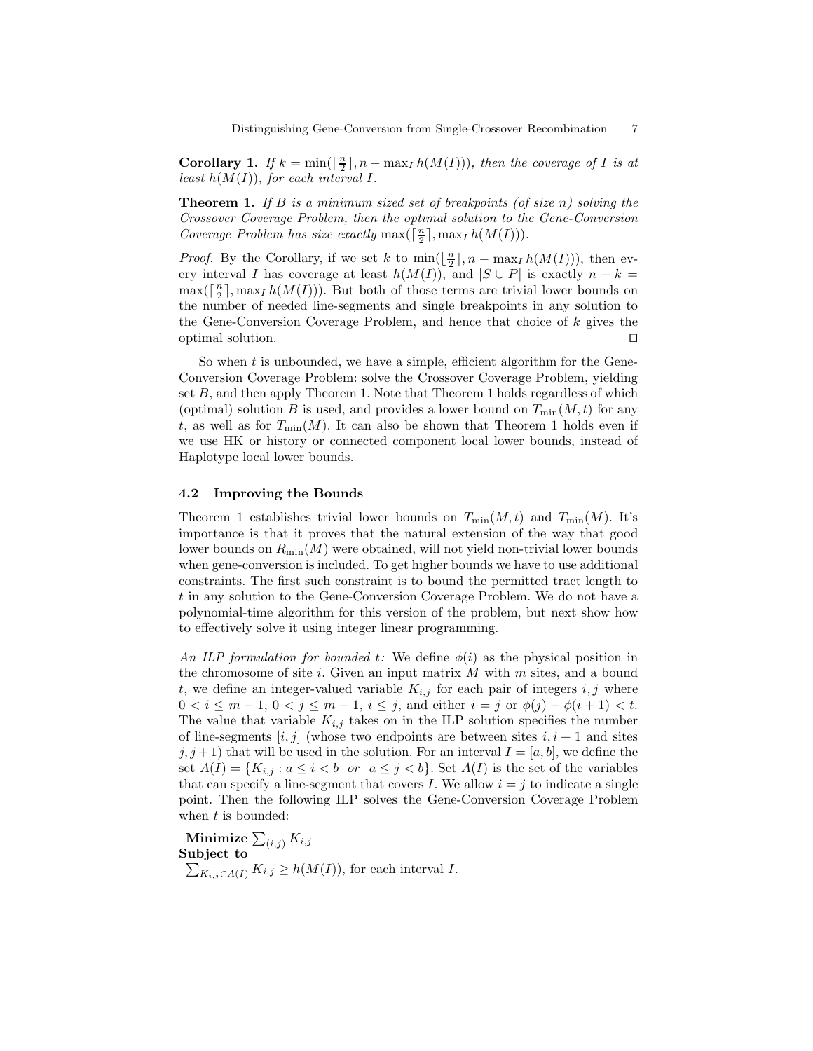**Corollary 1.** *If $k = \min(\lfloor \frac{n}{2} \rfloor, n - \max_I h(M(I)))$, then the coverage of $I$ is at least $h(M(I))$, for each interval $I$.*

**Theorem 1.** *If $B$ is a minimum sized set of breakpoints (of size $n$) solving the Crossover Coverage Problem, then the optimal solution to the Gene-Conversion Coverage Problem has size exactly $\max(\lceil \frac{n}{2} \rceil, \max_I h(M(I)))$.*

*Proof.* By the Corollary, if we set $k$ to $\min(\lfloor \frac{n}{2} \rfloor, n - \max_I h(M(I)))$, then every interval $I$ has coverage at least $h(M(I))$, and $|S \cup P|$ is exactly $n - k = \max(\lceil \frac{n}{2} \rceil, \max_I h(M(I)))$. But both of those terms are trivial lower bounds on the number of needed line-segments and single breakpoints in any solution to the Gene-Conversion Coverage Problem, and hence that choice of $k$ gives the optimal solution. $\square$

So when $t$ is unbounded, we have a simple, efficient algorithm for the Gene-Conversion Coverage Problem: solve the Crossover Coverage Problem, yielding set $B$, and then apply Theorem 1. Note that Theorem 1 holds regardless of which (optimal) solution $B$ is used, and provides a lower bound on $T_{\min}(M, t)$ for any $t$, as well as for $T_{\min}(M)$. It can also be shown that Theorem 1 holds even if we use HK or history or connected component local lower bounds, instead of Haplotype local lower bounds.

### 4.2 Improving the Bounds

Theorem 1 establishes trivial lower bounds on $T_{\min}(M, t)$ and $T_{\min}(M)$. It's importance is that it proves that the natural extension of the way that good lower bounds on $R_{\min}(M)$ were obtained, will not yield non-trivial lower bounds when gene-conversion is included. To get higher bounds we have to use additional constraints. The first such constraint is to bound the permitted tract length to $t$ in any solution to the Gene-Conversion Coverage Problem. We do not have a polynomial-time algorithm for this version of the problem, but next show how to effectively solve it using integer linear programming.

*An ILP formulation for bounded t:* We define $\phi(i)$ as the physical position in the chromosome of site $i$. Given an input matrix $M$ with $m$ sites, and a bound $t$, we define an integer-valued variable $K_{i,j}$ for each pair of integers $i, j$ where $0 < i \leq m - 1$, $0 < j \leq m - 1$, $i \leq j$, and either $i = j$ or $\phi(j) - \phi(i + 1) < t$. The value that variable $K_{i,j}$ takes on in the ILP solution specifies the number of line-segments $[i, j]$ (whose two endpoints are between sites $i, i + 1$ and sites $j, j + 1$) that will be used in the solution. For an interval $I = [a, b]$, we define the set $A(I) = \{K_{i,j} : a \leq i < b \;\; or \;\; a \leq j < b\}$. Set $A(I)$ is the set of the variables that can specify a line-segment that covers $I$. We allow $i = j$ to indicate a single point. Then the following ILP solves the Gene-Conversion Coverage Problem when $t$ is bounded:

**Minimize** $\sum_{(i,j)} K_{i,j}$
**Subject to**
$\sum_{K_{i,j} \in A(I)} K_{i,j} \geq h(M(I))$, for each interval $I$.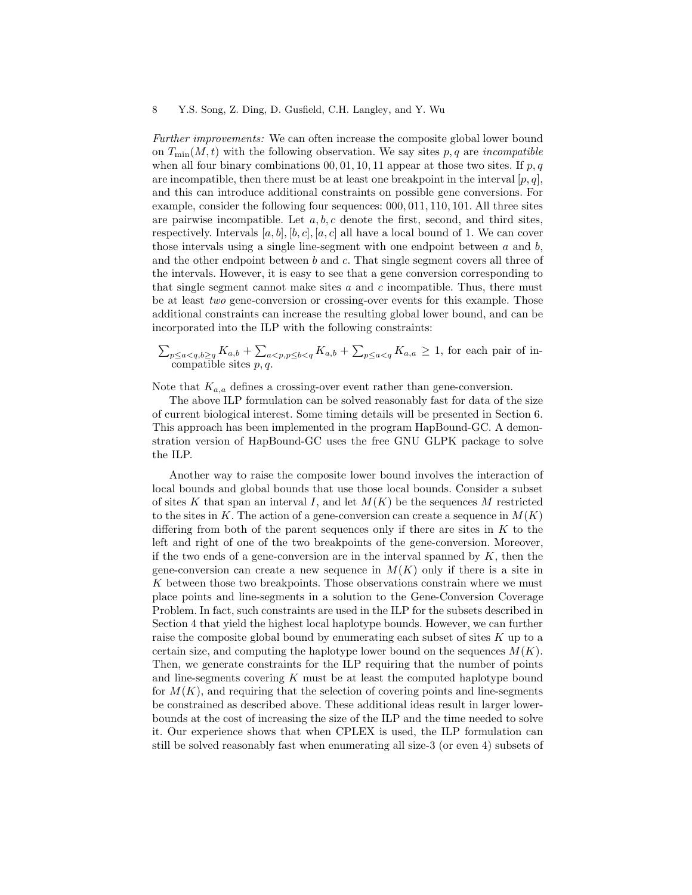*Further improvements:* We can often increase the composite global lower bound on $T_{\min}(M, t)$ with the following observation. We say sites $p, q$ are *incompatible* when all four binary combinations 00, 01, 10, 11 appear at those two sites. If $p, q$ are incompatible, then there must be at least one breakpoint in the interval $[p, q]$, and this can introduce additional constraints on possible gene conversions. For example, consider the following four sequences: 000, 011, 110, 101. All three sites are pairwise incompatible. Let $a, b, c$ denote the first, second, and third sites, respectively. Intervals $[a, b], [b, c], [a, c]$ all have a local bound of 1. We can cover those intervals using a single line-segment with one endpoint between $a$ and $b$, and the other endpoint between $b$ and $c$. That single segment covers all three of the intervals. However, it is easy to see that a gene conversion corresponding to that single segment cannot make sites $a$ and $c$ incompatible. Thus, there must be at least *two* gene-conversion or crossing-over events for this example. Those additional constraints can increase the resulting global lower bound, and can be incorporated into the ILP with the following constraints:

$\sum_{p \le a < q, b \ge q} K_{a,b} + \sum_{a < p, p \le b < q} K_{a,b} + \sum_{p \le a < q} K_{a,a} \ge 1$, for each pair of incompatible sites $p, q$.

Note that $K_{a,a}$ defines a crossing-over event rather than gene-conversion.

The above ILP formulation can be solved reasonably fast for data of the size of current biological interest. Some timing details will be presented in Section 6. This approach has been implemented in the program HapBound-GC. A demonstration version of HapBound-GC uses the free GNU GLPK package to solve the ILP.

Another way to raise the composite lower bound involves the interaction of local bounds and global bounds that use those local bounds. Consider a subset of sites $K$ that span an interval $I$, and let $M(K)$ be the sequences $M$ restricted to the sites in $K$. The action of a gene-conversion can create a sequence in $M(K)$ differing from both of the parent sequences only if there are sites in $K$ to the left and right of one of the two breakpoints of the gene-conversion. Moreover, if the two ends of a gene-conversion are in the interval spanned by $K$, then the gene-conversion can create a new sequence in $M(K)$ only if there is a site in $K$ between those two breakpoints. Those observations constrain where we must place points and line-segments in a solution to the Gene-Conversion Coverage Problem. In fact, such constraints are used in the ILP for the subsets described in Section 4 that yield the highest local haplotype bounds. However, we can further raise the composite global bound by enumerating each subset of sites $K$ up to a certain size, and computing the haplotype lower bound on the sequences $M(K)$. Then, we generate constraints for the ILP requiring that the number of points and line-segments covering $K$ must be at least the computed haplotype bound for $M(K)$, and requiring that the selection of covering points and line-segments be constrained as described above. These additional ideas result in larger lower-bounds at the cost of increasing the size of the ILP and the time needed to solve it. Our experience shows that when CPLEX is used, the ILP formulation can still be solved reasonably fast when enumerating all size-3 (or even 4) subsets of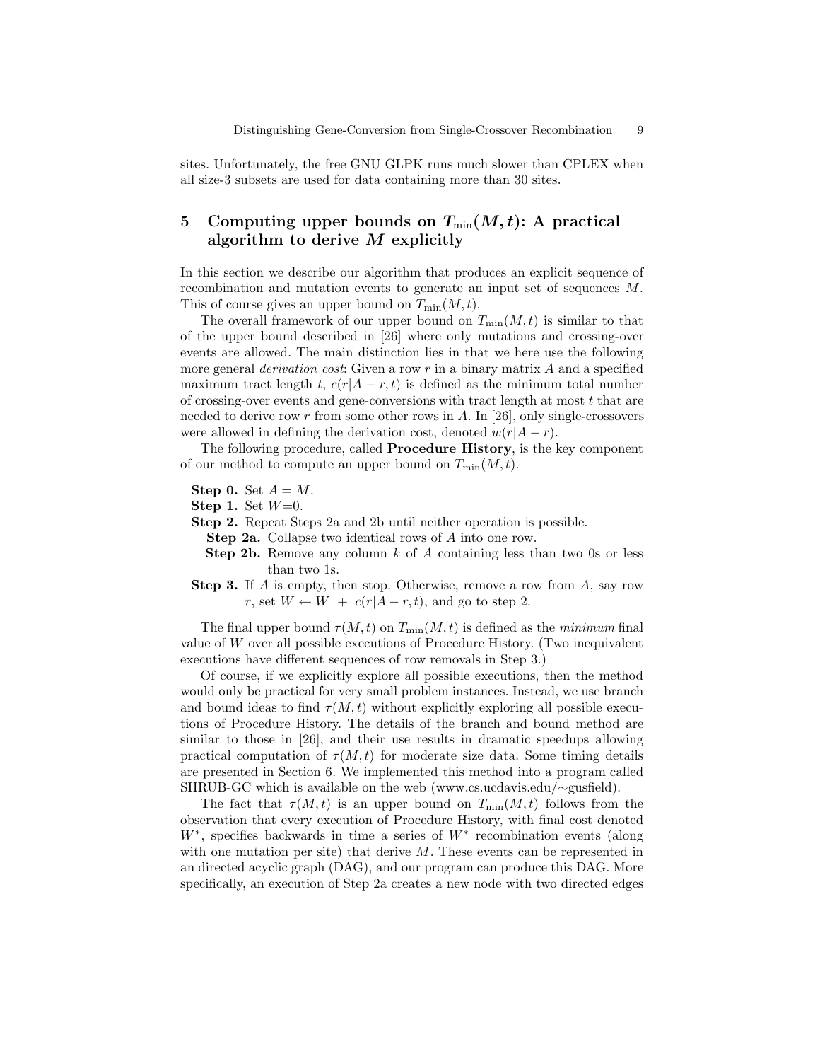sites. Unfortunately, the free GNU GLPK runs much slower than CPLEX when all size-3 subsets are used for data containing more than 30 sites.

## 5 Computing upper bounds on $T_{\min}(M, t)$: A practical algorithm to derive $M$ explicitly

In this section we describe our algorithm that produces an explicit sequence of recombination and mutation events to generate an input set of sequences $M$. This of course gives an upper bound on $T_{\min}(M, t)$.

The overall framework of our upper bound on $T_{\min}(M, t)$ is similar to that of the upper bound described in [26] where only mutations and crossing-over events are allowed. The main distinction lies in that we here use the following more general *derivation cost*: Given a row $r$ in a binary matrix $A$ and a specified maximum tract length $t$, $c(r|A - r, t)$ is defined as the minimum total number of crossing-over events and gene-conversions with tract length at most $t$ that are needed to derive row $r$ from some other rows in $A$. In [26], only single-crossovers were allowed in defining the derivation cost, denoted $w(r|A - r)$.

The following procedure, called **Procedure History**, is the key component of our method to compute an upper bound on $T_{\min}(M, t)$.

**Step 0.** Set $A = M$.

**Step 1.** Set $W$=0.

**Step 2.** Repeat Steps 2a and 2b until neither operation is possible.

- **Step 2a.** Collapse two identical rows of $A$ into one row.
- **Step 2b.** Remove any column $k$ of $A$ containing less than two 0s or less than two 1s.

**Step 3.** If $A$ is empty, then stop. Otherwise, remove a row from $A$, say row $r$, set $W \leftarrow W + c(r|A - r, t)$, and go to step 2.

The final upper bound $\tau(M, t)$ on $T_{\min}(M, t)$ is defined as the *minimum* final value of $W$ over all possible executions of Procedure History. (Two inequivalent executions have different sequences of row removals in Step 3.)

Of course, if we explicitly explore all possible executions, then the method would only be practical for very small problem instances. Instead, we use branch and bound ideas to find $\tau(M, t)$ without explicitly exploring all possible executions of Procedure History. The details of the branch and bound method are similar to those in [26], and their use results in dramatic speedups allowing practical computation of $\tau(M, t)$ for moderate size data. Some timing details are presented in Section 6. We implemented this method into a program called SHRUB-GC which is available on the web (www.cs.ucdavis.edu/∼gusfield).

The fact that $\tau(M, t)$ is an upper bound on $T_{\min}(M, t)$ follows from the observation that every execution of Procedure History, with final cost denoted $W^*$, specifies backwards in time a series of $W^*$ recombination events (along with one mutation per site) that derive $M$. These events can be represented in an directed acyclic graph (DAG), and our program can produce this DAG. More specifically, an execution of Step 2a creates a new node with two directed edges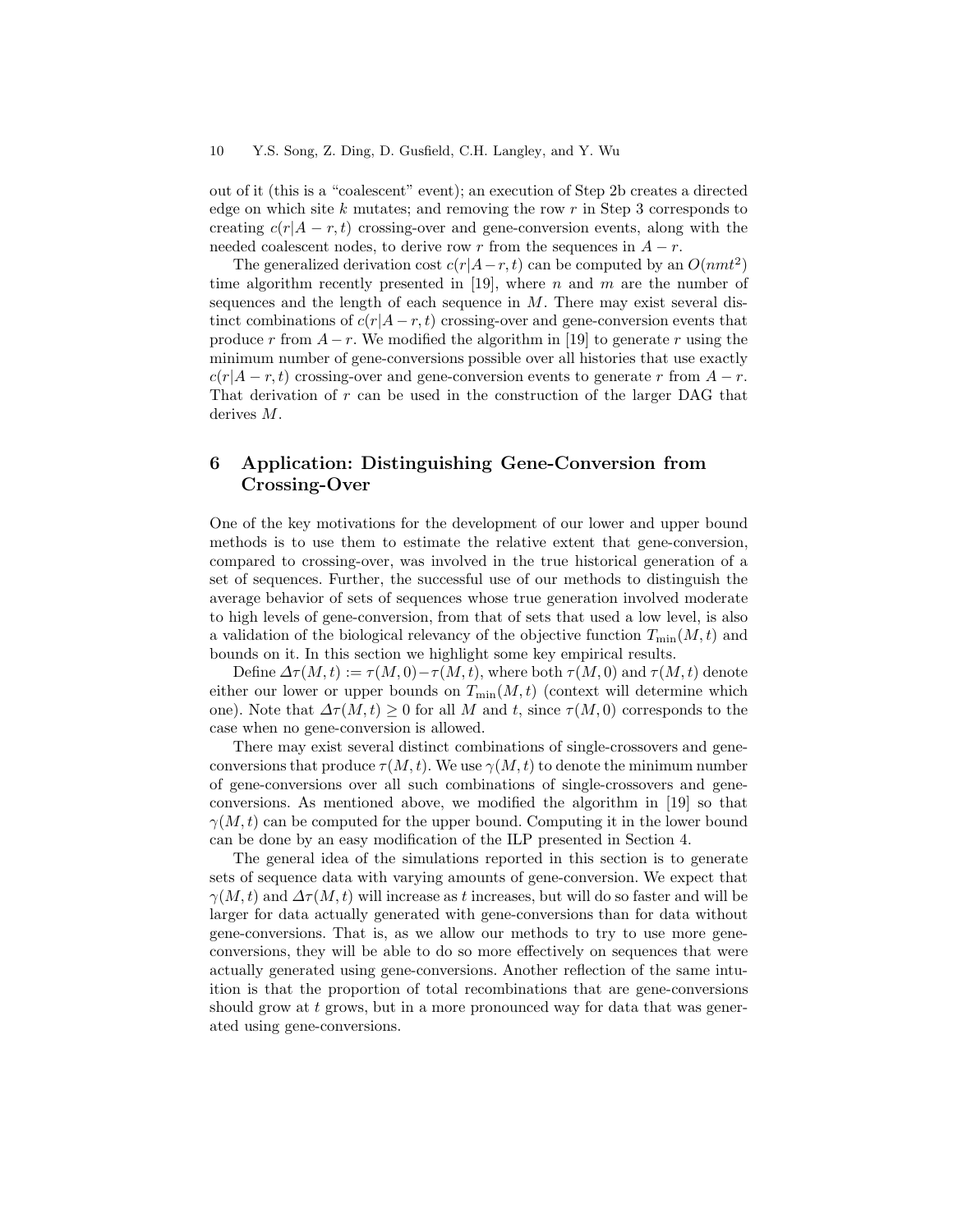out of it (this is a "coalescent" event); an execution of Step 2b creates a directed edge on which site $k$ mutates; and removing the row $r$ in Step 3 corresponds to creating $c(r|A-r,t)$ crossing-over and gene-conversion events, along with the needed coalescent nodes, to derive row $r$ from the sequences in $A-r$.

The generalized derivation cost $c(r|A-r,t)$ can be computed by an $O(nmt^2)$ time algorithm recently presented in [19], where $n$ and $m$ are the number of sequences and the length of each sequence in $M$. There may exist several distinct combinations of $c(r|A-r,t)$ crossing-over and gene-conversion events that produce $r$ from $A-r$. We modified the algorithm in [19] to generate $r$ using the minimum number of gene-conversions possible over all histories that use exactly $c(r|A-r,t)$ crossing-over and gene-conversion events to generate $r$ from $A-r$. That derivation of $r$ can be used in the construction of the larger DAG that derives $M$.

## 6 Application: Distinguishing Gene-Conversion from Crossing-Over

One of the key motivations for the development of our lower and upper bound methods is to use them to estimate the relative extent that gene-conversion, compared to crossing-over, was involved in the true historical generation of a set of sequences. Further, the successful use of our methods to distinguish the average behavior of sets of sequences whose true generation involved moderate to high levels of gene-conversion, from that of sets that used a low level, is also a validation of the biological relevancy of the objective function $T_{\min}(M,t)$ and bounds on it. In this section we highlight some key empirical results.

Define $\Delta\tau(M,t) := \tau(M,0) - \tau(M,t)$, where both $\tau(M,0)$ and $\tau(M,t)$ denote either our lower or upper bounds on $T_{\min}(M,t)$ (context will determine which one). Note that $\Delta\tau(M,t) \geq 0$ for all $M$ and $t$, since $\tau(M,0)$ corresponds to the case when no gene-conversion is allowed.

There may exist several distinct combinations of single-crossovers and gene-conversions that produce $\tau(M,t)$. We use $\gamma(M,t)$ to denote the minimum number of gene-conversions over all such combinations of single-crossovers and gene-conversions. As mentioned above, we modified the algorithm in [19] so that $\gamma(M,t)$ can be computed for the upper bound. Computing it in the lower bound can be done by an easy modification of the ILP presented in Section 4.

The general idea of the simulations reported in this section is to generate sets of sequence data with varying amounts of gene-conversion. We expect that $\gamma(M,t)$ and $\Delta\tau(M,t)$ will increase as $t$ increases, but will do so faster and will be larger for data actually generated with gene-conversions than for data without gene-conversions. That is, as we allow our methods to try to use more gene-conversions, they will be able to do so more effectively on sequences that were actually generated using gene-conversions. Another reflection of the same intuition is that the proportion of total recombinations that are gene-conversions should grow at $t$ grows, but in a more pronounced way for data that was generated using gene-conversions.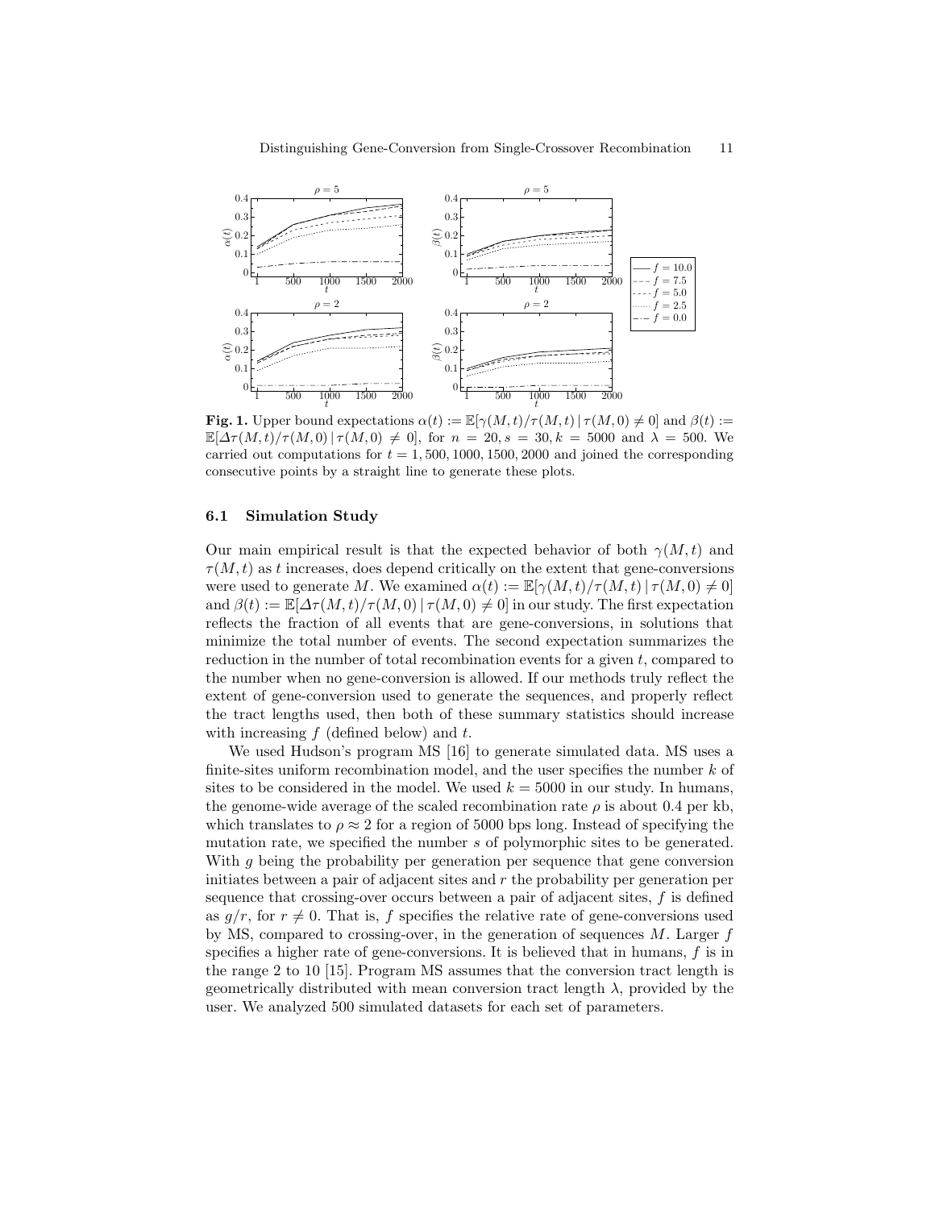**Fig. 1.** Upper bound expectations $\alpha(t) := \mathbb{E}[\gamma(M,t)/\tau(M,t) \,|\, \tau(M,0) \neq 0]$ and $\beta(t) := \mathbb{E}[\Delta\tau(M,t)/\tau(M,0) \,|\, \tau(M,0) \neq 0]$, for $n = 20, s = 30, k = 5000$ and $\lambda = 500$. We carried out computations for $t = 1, 500, 1000, 1500, 2000$ and joined the corresponding consecutive points by a straight line to generate these plots.

### 6.1 Simulation Study

Our main empirical result is that the expected behavior of both $\gamma(M,t)$ and $\tau(M,t)$ as $t$ increases, does depend critically on the extent that gene-conversions were used to generate $M$. We examined $\alpha(t) := \mathbb{E}[\gamma(M,t)/\tau(M,t) \,|\, \tau(M,0) \neq 0]$ and $\beta(t) := \mathbb{E}[\Delta\tau(M,t)/\tau(M,0) \,|\, \tau(M,0) \neq 0]$ in our study. The first expectation reflects the fraction of all events that are gene-conversions, in solutions that minimize the total number of events. The second expectation summarizes the reduction in the number of total recombination events for a given $t$, compared to the number when no gene-conversion is allowed. If our methods truly reflect the extent of gene-conversion used to generate the sequences, and properly reflect the tract lengths used, then both of these summary statistics should increase with increasing $f$ (defined below) and $t$.

We used Hudson's program MS [16] to generate simulated data. MS uses a finite-sites uniform recombination model, and the user specifies the number $k$ of sites to be considered in the model. We used $k = 5000$ in our study. In humans, the genome-wide average of the scaled recombination rate $\rho$ is about 0.4 per kb, which translates to $\rho \approx 2$ for a region of 5000 bps long. Instead of specifying the mutation rate, we specified the number $s$ of polymorphic sites to be generated. With $g$ being the probability per generation per sequence that gene conversion initiates between a pair of adjacent sites and $r$ the probability per generation per sequence that crossing-over occurs between a pair of adjacent sites, $f$ is defined as $g/r$, for $r \neq 0$. That is, $f$ specifies the relative rate of gene-conversions used by MS, compared to crossing-over, in the generation of sequences $M$. Larger $f$ specifies a higher rate of gene-conversions. It is believed that in humans, $f$ is in the range 2 to 10 [15]. Program MS assumes that the conversion tract length is geometrically distributed with mean conversion tract length $\lambda$, provided by the user. We analyzed 500 simulated datasets for each set of parameters.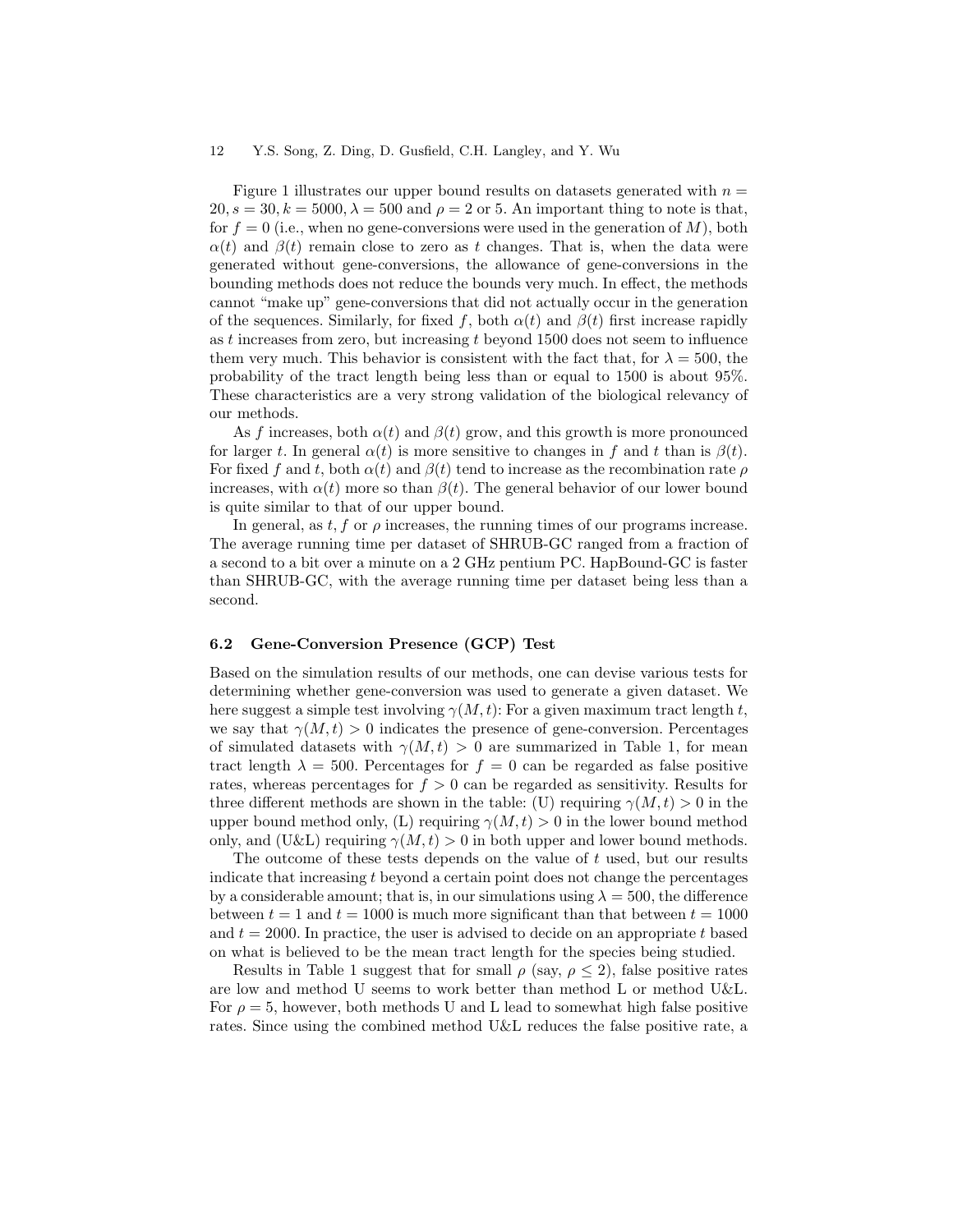Figure 1 illustrates our upper bound results on datasets generated with $n = 20, s = 30, k = 5000, \lambda = 500$ and $\rho = 2$ or 5. An important thing to note is that, for $f = 0$ (i.e., when no gene-conversions were used in the generation of $M$), both $\alpha(t)$ and $\beta(t)$ remain close to zero as $t$ changes. That is, when the data were generated without gene-conversions, the allowance of gene-conversions in the bounding methods does not reduce the bounds very much. In effect, the methods cannot "make up" gene-conversions that did not actually occur in the generation of the sequences. Similarly, for fixed $f$, both $\alpha(t)$ and $\beta(t)$ first increase rapidly as $t$ increases from zero, but increasing $t$ beyond 1500 does not seem to influence them very much. This behavior is consistent with the fact that, for $\lambda = 500$, the probability of the tract length being less than or equal to 1500 is about 95%. These characteristics are a very strong validation of the biological relevancy of our methods.

As $f$ increases, both $\alpha(t)$ and $\beta(t)$ grow, and this growth is more pronounced for larger $t$. In general $\alpha(t)$ is more sensitive to changes in $f$ and $t$ than is $\beta(t)$. For fixed $f$ and $t$, both $\alpha(t)$ and $\beta(t)$ tend to increase as the recombination rate $\rho$ increases, with $\alpha(t)$ more so than $\beta(t)$. The general behavior of our lower bound is quite similar to that of our upper bound.

In general, as $t, f$ or $\rho$ increases, the running times of our programs increase. The average running time per dataset of SHRUB-GC ranged from a fraction of a second to a bit over a minute on a 2 GHz pentium PC. HapBound-GC is faster than SHRUB-GC, with the average running time per dataset being less than a second.

### 6.2 Gene-Conversion Presence (GCP) Test

Based on the simulation results of our methods, one can devise various tests for determining whether gene-conversion was used to generate a given dataset. We here suggest a simple test involving $\gamma(M, t)$: For a given maximum tract length $t$, we say that $\gamma(M, t) > 0$ indicates the presence of gene-conversion. Percentages of simulated datasets with $\gamma(M, t) > 0$ are summarized in Table 1, for mean tract length $\lambda = 500$. Percentages for $f = 0$ can be regarded as false positive rates, whereas percentages for $f > 0$ can be regarded as sensitivity. Results for three different methods are shown in the table: (U) requiring $\gamma(M, t) > 0$ in the upper bound method only, (L) requiring $\gamma(M, t) > 0$ in the lower bound method only, and (U&L) requiring $\gamma(M, t) > 0$ in both upper and lower bound methods.

The outcome of these tests depends on the value of $t$ used, but our results indicate that increasing $t$ beyond a certain point does not change the percentages by a considerable amount; that is, in our simulations using $\lambda = 500$, the difference between $t = 1$ and $t = 1000$ is much more significant than that between $t = 1000$ and $t = 2000$. In practice, the user is advised to decide on an appropriate $t$ based on what is believed to be the mean tract length for the species being studied.

Results in Table 1 suggest that for small $\rho$ (say, $\rho \leq 2$), false positive rates are low and method U seems to work better than method L or method U&L. For $\rho = 5$, however, both methods U and L lead to somewhat high false positive rates. Since using the combined method U&L reduces the false positive rate, a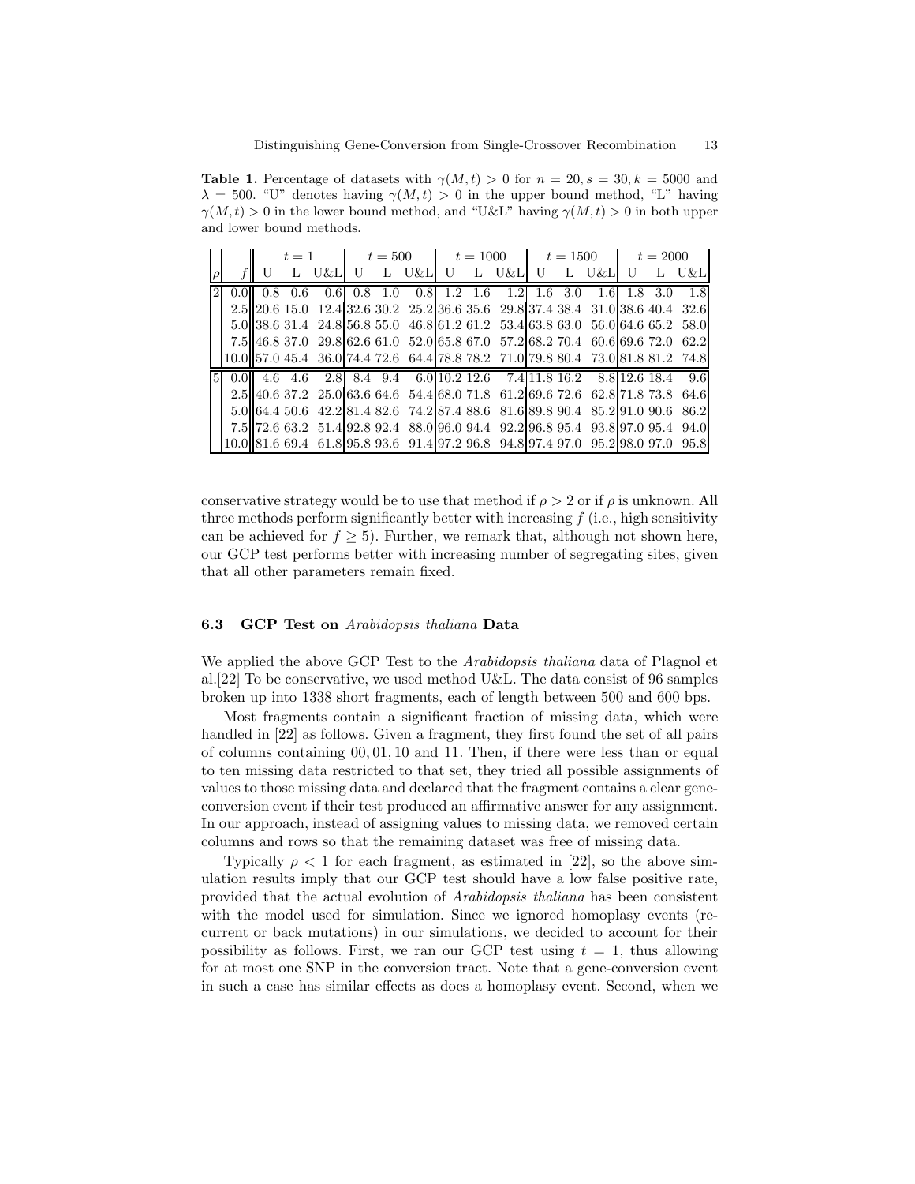**Table 1.** Percentage of datasets with $\gamma(M,t) > 0$ for $n = 20, s = 30, k = 5000$ and $\lambda = 500$. "U" denotes having $\gamma(M,t) > 0$ in the upper bound method, "L" having $\gamma(M,t) > 0$ in the lower bound method, and "U&L" having $\gamma(M,t) > 0$ in both upper and lower bound methods.

| | | $t = 1$ | | | $t = 500$ | | | $t = 1000$ | | | $t = 1500$ | | | $t = 2000$ | | |
|---|---|---|---|---|---|---|---|---|---|---|---|---|---|---|---|---|
| $\rho$ | $f$ | U | L | U&L | U | L | U&L | U | L | U&L | U | L | U&L | U | L | U&L |
| 2 | 0.0 | 0.8 | 0.6 | 0.6 | 0.8 | 1.0 | 0.8 | 1.2 | 1.6 | 1.2 | 1.6 | 3.0 | 1.6 | 1.8 | 3.0 | 1.8 |
| | 2.5 | 20.6 | 15.0 | 12.4 | 32.6 | 30.2 | 25.2 | 36.6 | 35.6 | 29.8 | 37.4 | 38.4 | 31.0 | 38.6 | 40.4 | 32.6 |
| | 5.0 | 38.6 | 31.4 | 24.8 | 56.8 | 55.0 | 46.8 | 61.2 | 61.2 | 53.4 | 63.8 | 63.0 | 56.0 | 64.6 | 65.2 | 58.0 |
| | 7.5 | 46.8 | 37.0 | 29.8 | 62.6 | 61.0 | 52.0 | 65.8 | 67.0 | 57.2 | 68.2 | 70.4 | 60.6 | 69.6 | 72.0 | 62.2 |
| | 10.0 | 57.0 | 45.4 | 36.0 | 74.4 | 72.6 | 64.4 | 78.8 | 78.2 | 71.0 | 79.8 | 80.4 | 73.0 | 81.8 | 81.2 | 74.8 |
| 5 | 0.0 | 4.6 | 4.6 | 2.8 | 8.4 | 9.4 | 6.0 | 10.2 | 12.6 | 7.4 | 11.8 | 16.2 | 8.8 | 12.6 | 18.4 | 9.6 |
| | 2.5 | 40.6 | 37.2 | 25.0 | 63.6 | 64.6 | 54.4 | 68.0 | 71.8 | 61.2 | 69.6 | 72.6 | 62.8 | 71.8 | 73.8 | 64.6 |
| | 5.0 | 64.4 | 50.6 | 42.2 | 81.4 | 82.6 | 74.2 | 87.4 | 88.6 | 81.6 | 89.8 | 90.4 | 85.2 | 91.0 | 90.6 | 86.2 |
| | 7.5 | 72.6 | 63.2 | 51.4 | 92.8 | 92.4 | 88.0 | 96.0 | 94.4 | 92.2 | 96.8 | 95.4 | 93.8 | 97.0 | 95.4 | 94.0 |
| | 10.0 | 81.6 | 69.4 | 61.8 | 95.8 | 93.6 | 91.4 | 97.2 | 96.8 | 94.8 | 97.4 | 97.0 | 95.2 | 98.0 | 97.0 | 95.8 |

conservative strategy would be to use that method if $\rho > 2$ or if $\rho$ is unknown. All three methods perform significantly better with increasing $f$ (i.e., high sensitivity can be achieved for $f \geq 5$). Further, we remark that, although not shown here, our GCP test performs better with increasing number of segregating sites, given that all other parameters remain fixed.

### 6.3 GCP Test on *Arabidopsis thaliana* Data

We applied the above GCP Test to the *Arabidopsis thaliana* data of Plagnol et al.[22] To be conservative, we used method U&L. The data consist of 96 samples broken up into 1338 short fragments, each of length between 500 and 600 bps.

Most fragments contain a significant fraction of missing data, which were handled in [22] as follows. Given a fragment, they first found the set of all pairs of columns containing 00, 01, 10 and 11. Then, if there were less than or equal to ten missing data restricted to that set, they tried all possible assignments of values to those missing data and declared that the fragment contains a clear gene-conversion event if their test produced an affirmative answer for any assignment. In our approach, instead of assigning values to missing data, we removed certain columns and rows so that the remaining dataset was free of missing data.

Typically $\rho < 1$ for each fragment, as estimated in [22], so the above simulation results imply that our GCP test should have a low false positive rate, provided that the actual evolution of *Arabidopsis thaliana* has been consistent with the model used for simulation. Since we ignored homoplasy events (recurrent or back mutations) in our simulations, we decided to account for their possibility as follows. First, we ran our GCP test using $t = 1$, thus allowing for at most one SNP in the conversion tract. Note that a gene-conversion event in such a case has similar effects as does a homoplasy event. Second, when we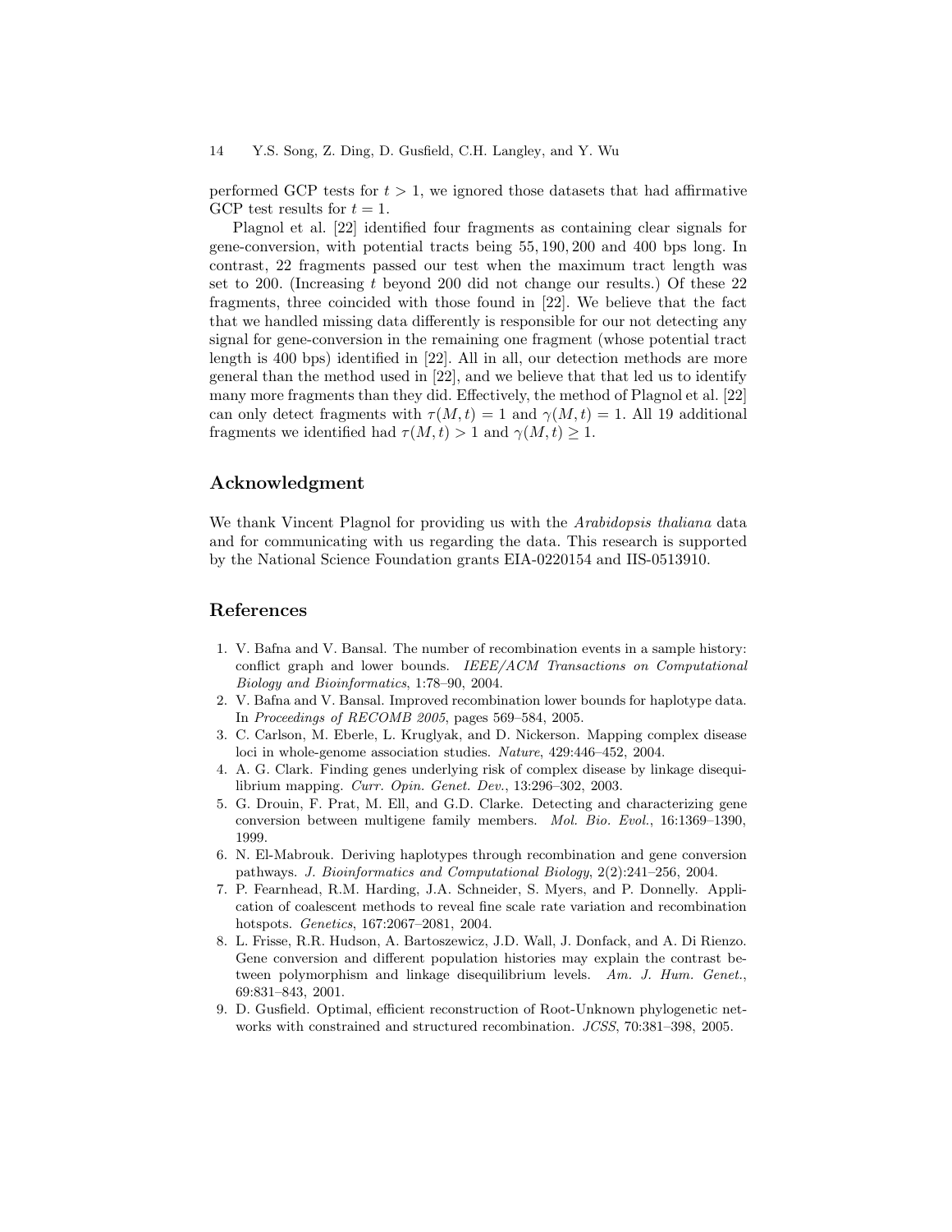performed GCP tests for $t > 1$, we ignored those datasets that had affirmative GCP test results for $t = 1$.

Plagnol et al. [22] identified four fragments as containing clear signals for gene-conversion, with potential tracts being 55, 190, 200 and 400 bps long. In contrast, 22 fragments passed our test when the maximum tract length was set to 200. (Increasing $t$ beyond 200 did not change our results.) Of these 22 fragments, three coincided with those found in [22]. We believe that the fact that we handled missing data differently is responsible for our not detecting any signal for gene-conversion in the remaining one fragment (whose potential tract length is 400 bps) identified in [22]. All in all, our detection methods are more general than the method used in [22], and we believe that that led us to identify many more fragments than they did. Effectively, the method of Plagnol et al. [22] can only detect fragments with $\tau(M, t) = 1$ and $\gamma(M, t) = 1$. All 19 additional fragments we identified had $\tau(M, t) > 1$ and $\gamma(M, t) \geq 1$.

## Acknowledgment

We thank Vincent Plagnol for providing us with the *Arabidopsis thaliana* data and for communicating with us regarding the data. This research is supported by the National Science Foundation grants EIA-0220154 and IIS-0513910.

## References

1. V. Bafna and V. Bansal. The number of recombination events in a sample history: conflict graph and lower bounds. *IEEE/ACM Transactions on Computational Biology and Bioinformatics*, 1:78–90, 2004.
2. V. Bafna and V. Bansal. Improved recombination lower bounds for haplotype data. In *Proceedings of RECOMB 2005*, pages 569–584, 2005.
3. C. Carlson, M. Eberle, L. Kruglyak, and D. Nickerson. Mapping complex disease loci in whole-genome association studies. *Nature*, 429:446–452, 2004.
4. A. G. Clark. Finding genes underlying risk of complex disease by linkage disequilibrium mapping. *Curr. Opin. Genet. Dev.*, 13:296–302, 2003.
5. G. Drouin, F. Prat, M. Ell, and G.D. Clarke. Detecting and characterizing gene conversion between multigene family members. *Mol. Bio. Evol.*, 16:1369–1390, 1999.
6. N. El-Mabrouk. Deriving haplotypes through recombination and gene conversion pathways. *J. Bioinformatics and Computational Biology*, 2(2):241–256, 2004.
7. P. Fearnhead, R.M. Harding, J.A. Schneider, S. Myers, and P. Donnelly. Application of coalescent methods to reveal fine scale rate variation and recombination hotspots. *Genetics*, 167:2067–2081, 2004.
8. L. Frisse, R.R. Hudson, A. Bartoszewicz, J.D. Wall, J. Donfack, and A. Di Rienzo. Gene conversion and different population histories may explain the contrast between polymorphism and linkage disequilibrium levels. *Am. J. Hum. Genet.*, 69:831–843, 2001.
9. D. Gusfield. Optimal, efficient reconstruction of Root-Unknown phylogenetic networks with constrained and structured recombination. *JCSS*, 70:381–398, 2005.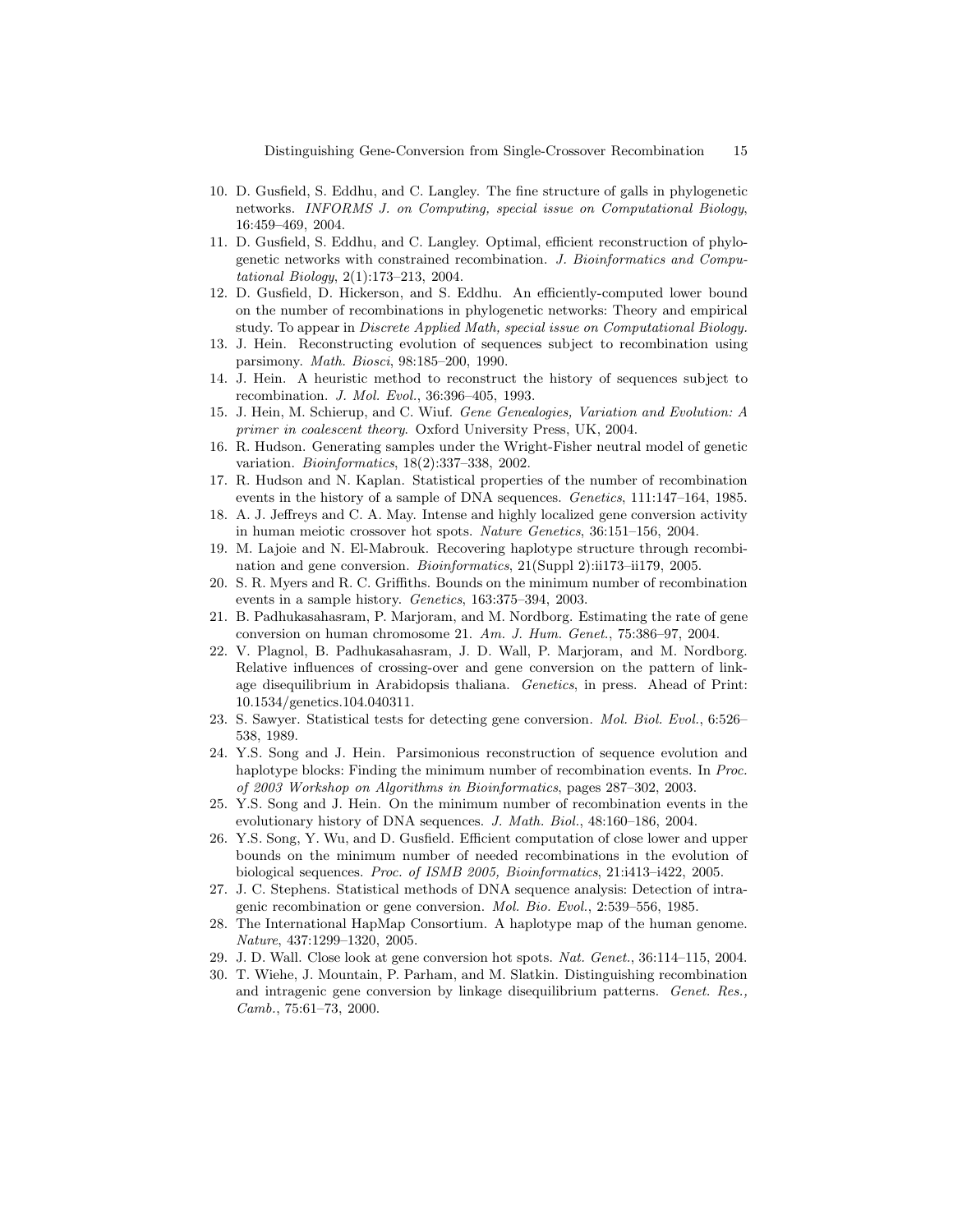10. D. Gusfield, S. Eddhu, and C. Langley. The fine structure of galls in phylogenetic networks. *INFORMS J. on Computing, special issue on Computational Biology*, 16:459–469, 2004.
11. D. Gusfield, S. Eddhu, and C. Langley. Optimal, efficient reconstruction of phylogenetic networks with constrained recombination. *J. Bioinformatics and Computational Biology*, 2(1):173–213, 2004.
12. D. Gusfield, D. Hickerson, and S. Eddhu. An efficiently-computed lower bound on the number of recombinations in phylogenetic networks: Theory and empirical study. To appear in *Discrete Applied Math, special issue on Computational Biology*.
13. J. Hein. Reconstructing evolution of sequences subject to recombination using parsimony. *Math. Biosci*, 98:185–200, 1990.
14. J. Hein. A heuristic method to reconstruct the history of sequences subject to recombination. *J. Mol. Evol.*, 36:396–405, 1993.
15. J. Hein, M. Schierup, and C. Wiuf. *Gene Genealogies, Variation and Evolution: A primer in coalescent theory*. Oxford University Press, UK, 2004.
16. R. Hudson. Generating samples under the Wright-Fisher neutral model of genetic variation. *Bioinformatics*, 18(2):337–338, 2002.
17. R. Hudson and N. Kaplan. Statistical properties of the number of recombination events in the history of a sample of DNA sequences. *Genetics*, 111:147–164, 1985.
18. A. J. Jeffreys and C. A. May. Intense and highly localized gene conversion activity in human meiotic crossover hot spots. *Nature Genetics*, 36:151–156, 2004.
19. M. Lajoie and N. El-Mabrouk. Recovering haplotype structure through recombination and gene conversion. *Bioinformatics*, 21(Suppl 2):ii173–ii179, 2005.
20. S. R. Myers and R. C. Griffiths. Bounds on the minimum number of recombination events in a sample history. *Genetics*, 163:375–394, 2003.
21. B. Padhukasahasram, P. Marjoram, and M. Nordborg. Estimating the rate of gene conversion on human chromosome 21. *Am. J. Hum. Genet.*, 75:386–97, 2004.
22. V. Plagnol, B. Padhukasahasram, J. D. Wall, P. Marjoram, and M. Nordborg. Relative influences of crossing-over and gene conversion on the pattern of linkage disequilibrium in Arabidopsis thaliana. *Genetics*, in press. Ahead of Print: 10.1534/genetics.104.040311.
23. S. Sawyer. Statistical tests for detecting gene conversion. *Mol. Biol. Evol.*, 6:526–538, 1989.
24. Y.S. Song and J. Hein. Parsimonious reconstruction of sequence evolution and haplotype blocks: Finding the minimum number of recombination events. In *Proc. of 2003 Workshop on Algorithms in Bioinformatics*, pages 287–302, 2003.
25. Y.S. Song and J. Hein. On the minimum number of recombination events in the evolutionary history of DNA sequences. *J. Math. Biol.*, 48:160–186, 2004.
26. Y.S. Song, Y. Wu, and D. Gusfield. Efficient computation of close lower and upper bounds on the minimum number of needed recombinations in the evolution of biological sequences. *Proc. of ISMB 2005, Bioinformatics*, 21:i413–i422, 2005.
27. J. C. Stephens. Statistical methods of DNA sequence analysis: Detection of intragenic recombination or gene conversion. *Mol. Bio. Evol.*, 2:539–556, 1985.
28. The International HapMap Consortium. A haplotype map of the human genome. *Nature*, 437:1299–1320, 2005.
29. J. D. Wall. Close look at gene conversion hot spots. *Nat. Genet.*, 36:114–115, 2004.
30. T. Wiehe, J. Mountain, P. Parham, and M. Slatkin. Distinguishing recombination and intragenic gene conversion by linkage disequilibrium patterns. *Genet. Res., Camb.*, 75:61–73, 2000.